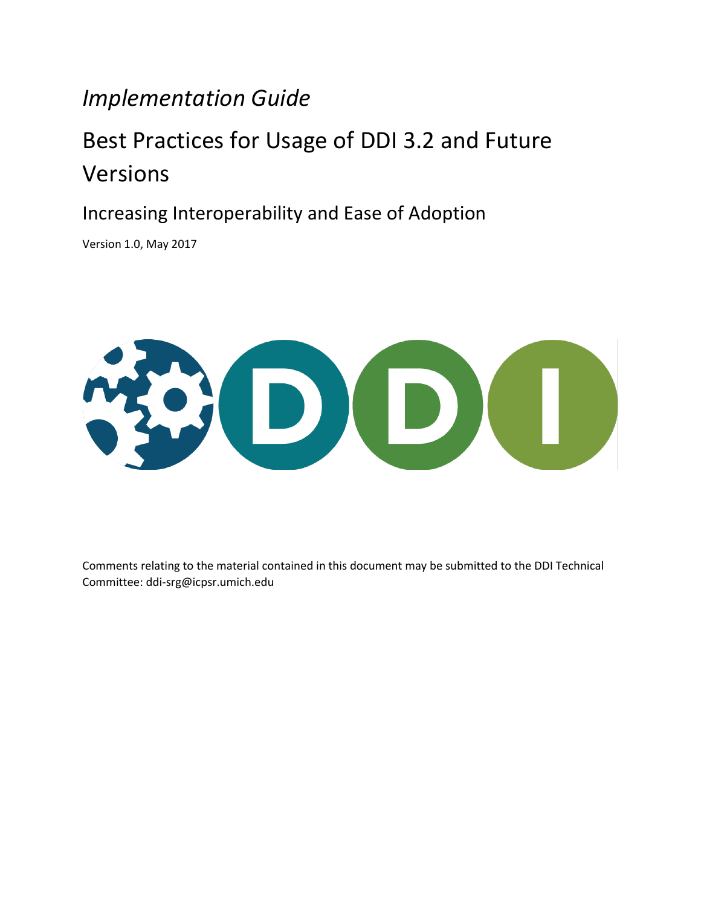*Implementation Guide*

# Best Practices for Usage of DDI 3.2 and Future Versions

## Increasing Interoperability and Ease of Adoption

Version 1.0, May 2017

Comments relating to the material contained in this document may be submitted to the DDI Technical Committee: ddi-srg@icpsr.umich.edu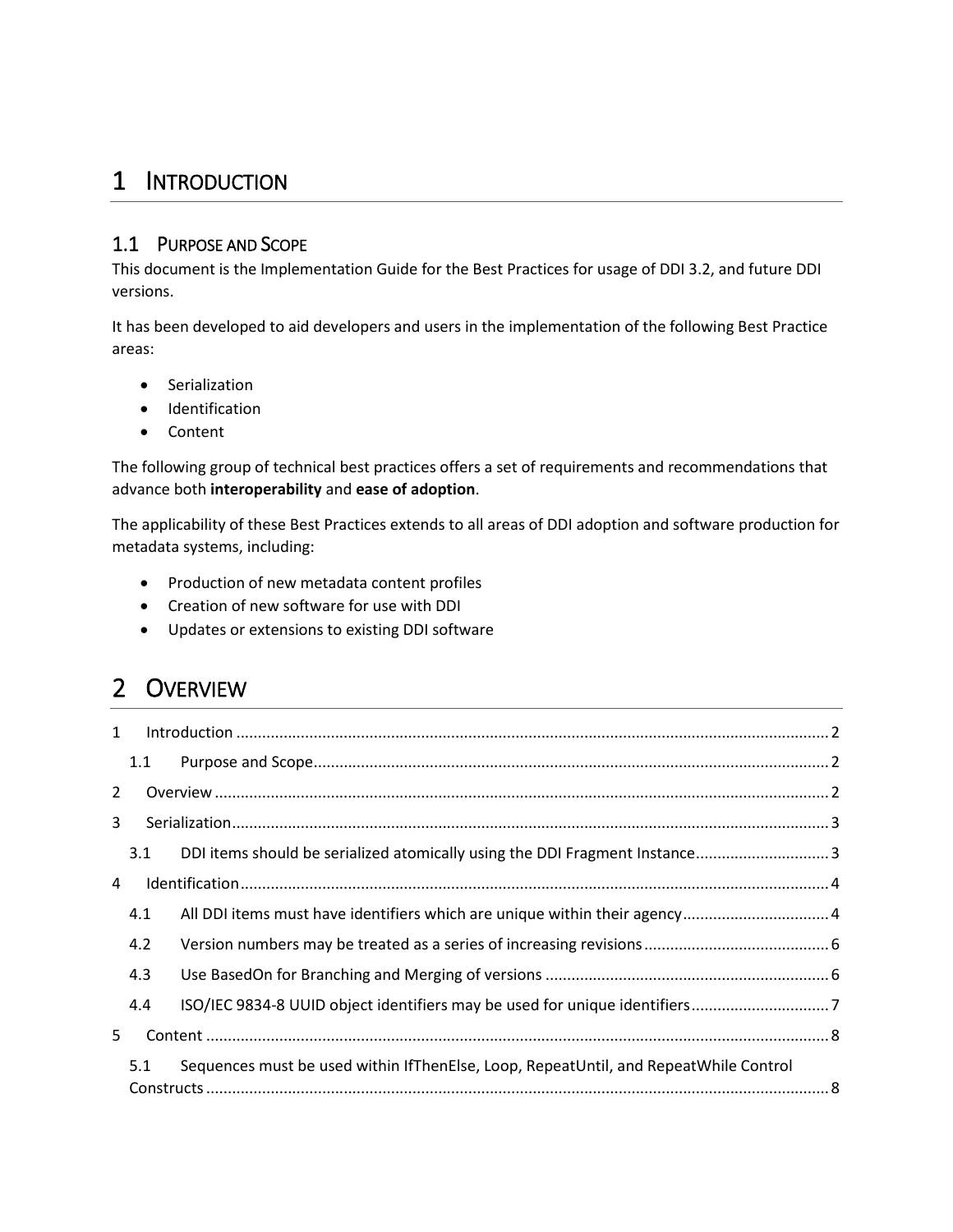# 1 Introduction

## 1.1 Purpose and Scope

This document is the Implementation Guide for the Best Practices for usage of DDI 3.2, and future DDI versions.

It has been developed to aid developers and users in the implementation of the following Best Practice areas:

- Serialization
- Identification
- Content

The following group of technical best practices offers a set of requirements and recommendations that advance both **interoperability** and **ease of adoption**.

The applicability of these Best Practices extends to all areas of DDI adoption and software production for metadata systems, including:

- Production of new metadata content profiles
- Creation of new software for use with DDI
- Updates or extensions to existing DDI software

# 2 Overview

1 Introduction ........................................................................ 2
  1.1 Purpose and Scope ........................................................ 2
2 Overview ............................................................................ 2
3 Serialization ........................................................................ 3
  3.1 DDI items should be serialized atomically using the DDI Fragment Instance ............ 3
4 Identification ...................................................................... 4
  4.1 All DDI items must have identifiers which are unique within their agency ............... 4
  4.2 Version numbers may be treated as a series of increasing revisions ...................... 6
  4.3 Use BasedOn for Branching and Merging of versions ......................................... 6
  4.4 ISO/IEC 9834-8 UUID object identifiers may be used for unique identifiers ............. 7
5 Content ............................................................................. 8
  5.1 Sequences must be used within IfThenElse, Loop, RepeatUntil, and RepeatWhile Control Constructs ........................................................................ 8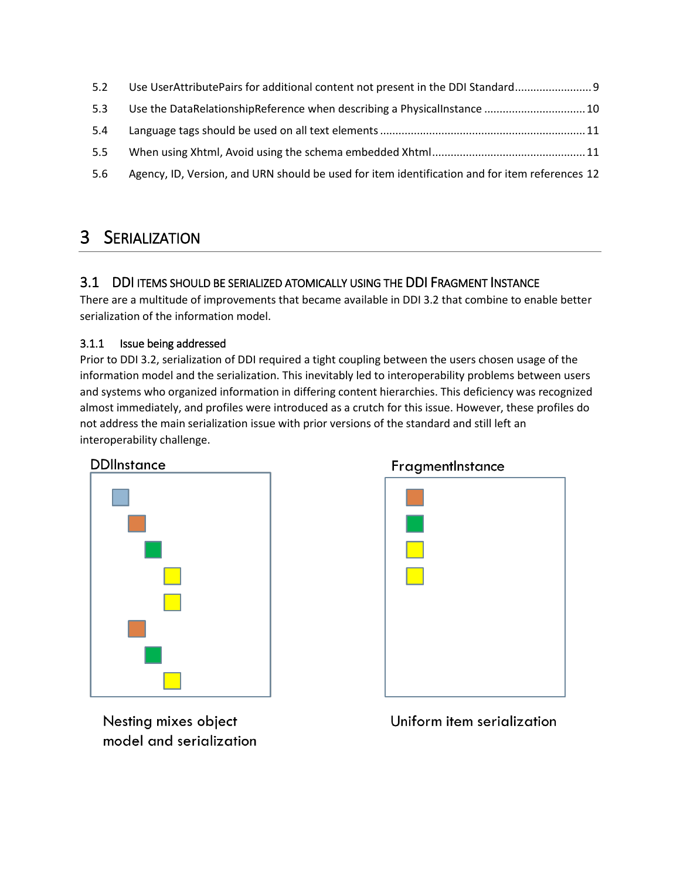5.2 Use UserAttributePairs for additional content not present in the DDI Standard........................9

5.3 Use the DataRelationshipReference when describing a PhysicalInstance ................................10

5.4 Language tags should be used on all text elements ..................................................................11

5.5 When using Xhtml, Avoid using the schema embedded Xhtml.................................................11

5.6 Agency, ID, Version, and URN should be used for item identification and for item references 12

# 3 Serialization

## 3.1 DDI Items Should Be Serialized Atomically Using the DDI Fragment Instance

There are a multitude of improvements that became available in DDI 3.2 that combine to enable better serialization of the information model.

### 3.1.1 Issue being addressed

Prior to DDI 3.2, serialization of DDI required a tight coupling between the users chosen usage of the information model and the serialization. This inevitably led to interoperability problems between users and systems who organized information in differing content hierarchies. This deficiency was recognized almost immediately, and profiles were introduced as a crutch for this issue. However, these profiles do not address the main serialization issue with prior versions of the standard and still left an interoperability challenge.

DDIInstance

Nesting mixes object model and serialization

FragmentInstance

Uniform item serialization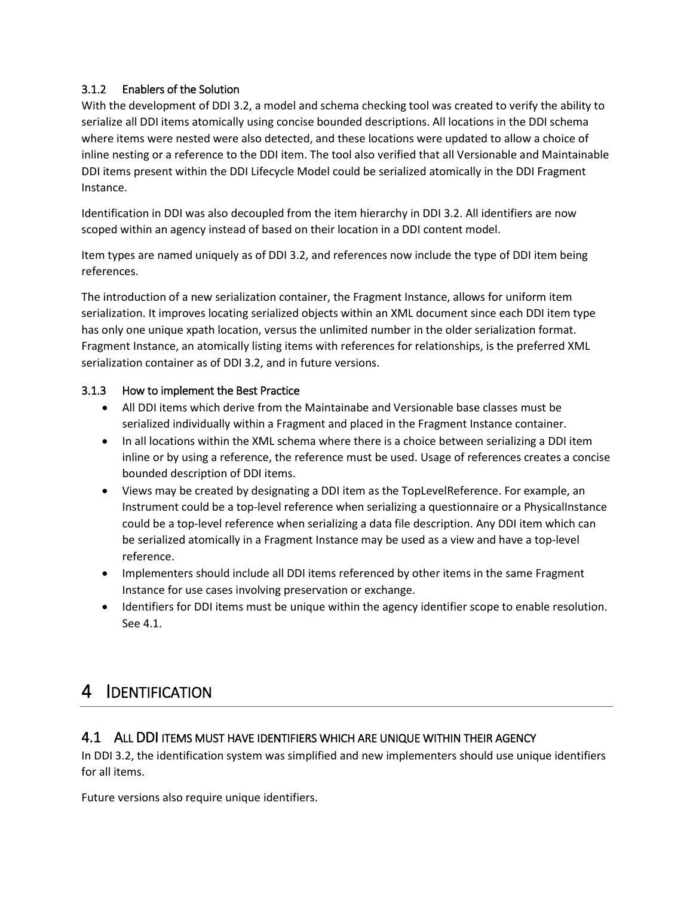### 3.1.2 Enablers of the Solution

With the development of DDI 3.2, a model and schema checking tool was created to verify the ability to serialize all DDI items atomically using concise bounded descriptions. All locations in the DDI schema where items were nested were also detected, and these locations were updated to allow a choice of inline nesting or a reference to the DDI item. The tool also verified that all Versionable and Maintainable DDI items present within the DDI Lifecycle Model could be serialized atomically in the DDI Fragment Instance.

Identification in DDI was also decoupled from the item hierarchy in DDI 3.2. All identifiers are now scoped within an agency instead of based on their location in a DDI content model.

Item types are named uniquely as of DDI 3.2, and references now include the type of DDI item being references.

The introduction of a new serialization container, the Fragment Instance, allows for uniform item serialization. It improves locating serialized objects within an XML document since each DDI item type has only one unique xpath location, versus the unlimited number in the older serialization format. Fragment Instance, an atomically listing items with references for relationships, is the preferred XML serialization container as of DDI 3.2, and in future versions.

### 3.1.3 How to implement the Best Practice

- All DDI items which derive from the Maintainabe and Versionable base classes must be serialized individually within a Fragment and placed in the Fragment Instance container.
- In all locations within the XML schema where there is a choice between serializing a DDI item inline or by using a reference, the reference must be used. Usage of references creates a concise bounded description of DDI items.
- Views may be created by designating a DDI item as the TopLevelReference. For example, an Instrument could be a top-level reference when serializing a questionnaire or a PhysicalInstance could be a top-level reference when serializing a data file description. Any DDI item which can be serialized atomically in a Fragment Instance may be used as a view and have a top-level reference.
- Implementers should include all DDI items referenced by other items in the same Fragment Instance for use cases involving preservation or exchange.
- Identifiers for DDI items must be unique within the agency identifier scope to enable resolution. See 4.1.

# 4 IDENTIFICATION

## 4.1 ALL DDI ITEMS MUST HAVE IDENTIFIERS WHICH ARE UNIQUE WITHIN THEIR AGENCY

In DDI 3.2, the identification system was simplified and new implementers should use unique identifiers for all items.

Future versions also require unique identifiers.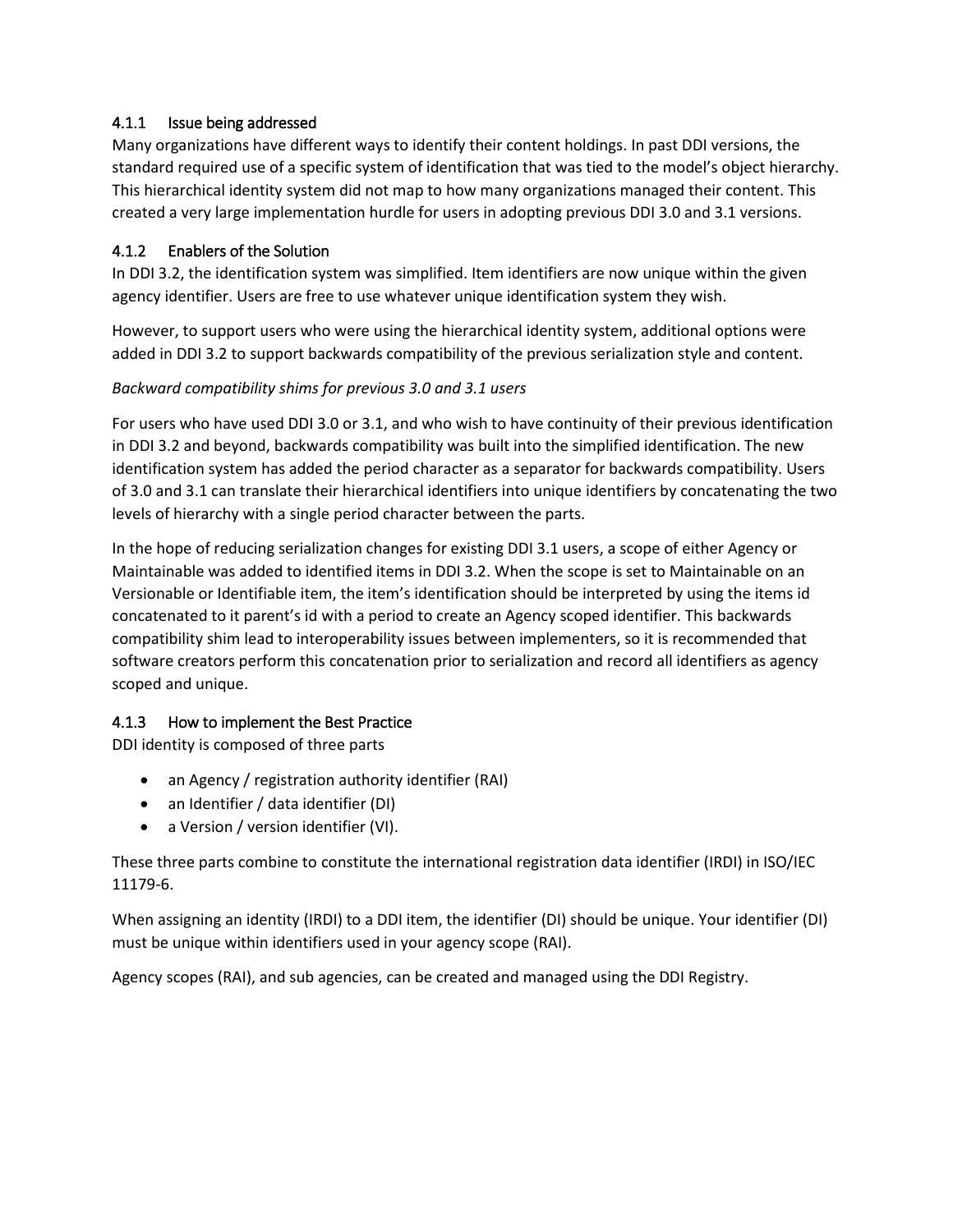### 4.1.1 Issue being addressed

Many organizations have different ways to identify their content holdings. In past DDI versions, the standard required use of a specific system of identification that was tied to the model's object hierarchy. This hierarchical identity system did not map to how many organizations managed their content. This created a very large implementation hurdle for users in adopting previous DDI 3.0 and 3.1 versions.

### 4.1.2 Enablers of the Solution

In DDI 3.2, the identification system was simplified. Item identifiers are now unique within the given agency identifier. Users are free to use whatever unique identification system they wish.

However, to support users who were using the hierarchical identity system, additional options were added in DDI 3.2 to support backwards compatibility of the previous serialization style and content.

*Backward compatibility shims for previous 3.0 and 3.1 users*

For users who have used DDI 3.0 or 3.1, and who wish to have continuity of their previous identification in DDI 3.2 and beyond, backwards compatibility was built into the simplified identification. The new identification system has added the period character as a separator for backwards compatibility. Users of 3.0 and 3.1 can translate their hierarchical identifiers into unique identifiers by concatenating the two levels of hierarchy with a single period character between the parts.

In the hope of reducing serialization changes for existing DDI 3.1 users, a scope of either Agency or Maintainable was added to identified items in DDI 3.2. When the scope is set to Maintainable on an Versionable or Identifiable item, the item's identification should be interpreted by using the items id concatenated to it parent's id with a period to create an Agency scoped identifier. This backwards compatibility shim lead to interoperability issues between implementers, so it is recommended that software creators perform this concatenation prior to serialization and record all identifiers as agency scoped and unique.

### 4.1.3 How to implement the Best Practice

DDI identity is composed of three parts

- an Agency / registration authority identifier (RAI)
- an Identifier / data identifier (DI)
- a Version / version identifier (VI).

These three parts combine to constitute the international registration data identifier (IRDI) in ISO/IEC 11179-6.

When assigning an identity (IRDI) to a DDI item, the identifier (DI) should be unique. Your identifier (DI) must be unique within identifiers used in your agency scope (RAI).

Agency scopes (RAI), and sub agencies, can be created and managed using the DDI Registry.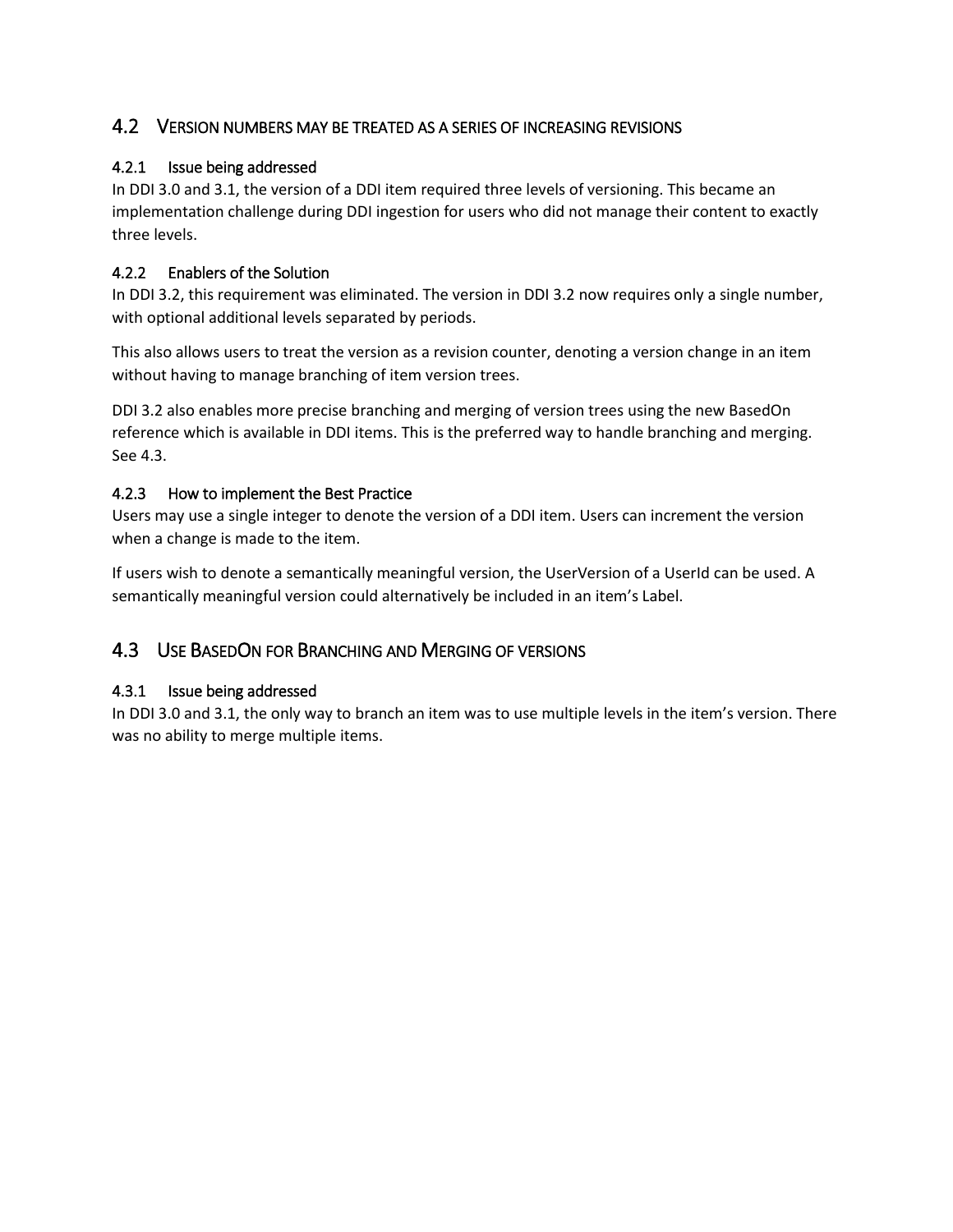## 4.2 Version numbers may be treated as a series of increasing revisions

### 4.2.1 Issue being addressed

In DDI 3.0 and 3.1, the version of a DDI item required three levels of versioning. This became an implementation challenge during DDI ingestion for users who did not manage their content to exactly three levels.

### 4.2.2 Enablers of the Solution

In DDI 3.2, this requirement was eliminated. The version in DDI 3.2 now requires only a single number, with optional additional levels separated by periods.

This also allows users to treat the version as a revision counter, denoting a version change in an item without having to manage branching of item version trees.

DDI 3.2 also enables more precise branching and merging of version trees using the new BasedOn reference which is available in DDI items. This is the preferred way to handle branching and merging. See 4.3.

### 4.2.3 How to implement the Best Practice

Users may use a single integer to denote the version of a DDI item. Users can increment the version when a change is made to the item.

If users wish to denote a semantically meaningful version, the UserVersion of a UserId can be used. A semantically meaningful version could alternatively be included in an item's Label.

## 4.3 Use BasedOn for Branching and Merging of versions

### 4.3.1 Issue being addressed

In DDI 3.0 and 3.1, the only way to branch an item was to use multiple levels in the item's version. There was no ability to merge multiple items.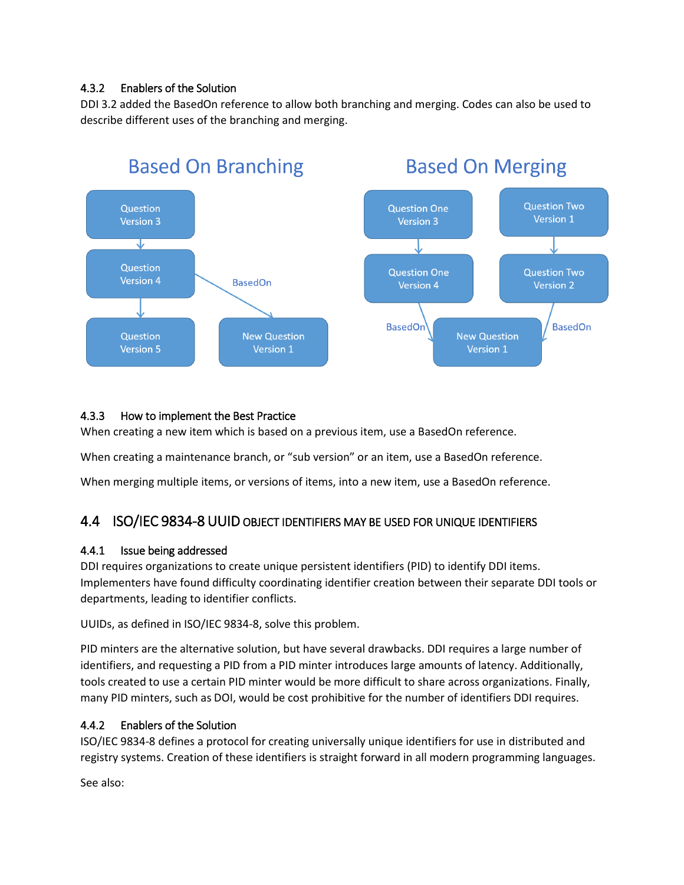### 4.3.2 Enablers of the Solution

DDI 3.2 added the BasedOn reference to allow both branching and merging. Codes can also be used to describe different uses of the branching and merging.

Based On Branching

Question Version 3

Question Version 4

Question Version 5

BasedOn

New Question Version 1

Based On Merging

Question One Version 3

Question One Version 4

Question Two Version 1

Question Two Version 2

BasedOn

BasedOn

New Question Version 1

### 4.3.3 How to implement the Best Practice

When creating a new item which is based on a previous item, use a BasedOn reference.

When creating a maintenance branch, or "sub version" or an item, use a BasedOn reference.

When merging multiple items, or versions of items, into a new item, use a BasedOn reference.

## 4.4 ISO/IEC 9834-8 UUID OBJECT IDENTIFIERS MAY BE USED FOR UNIQUE IDENTIFIERS

### 4.4.1 Issue being addressed

DDI requires organizations to create unique persistent identifiers (PID) to identify DDI items. Implementers have found difficulty coordinating identifier creation between their separate DDI tools or departments, leading to identifier conflicts.

UUIDs, as defined in ISO/IEC 9834-8, solve this problem.

PID minters are the alternative solution, but have several drawbacks. DDI requires a large number of identifiers, and requesting a PID from a PID minter introduces large amounts of latency. Additionally, tools created to use a certain PID minter would be more difficult to share across organizations. Finally, many PID minters, such as DOI, would be cost prohibitive for the number of identifiers DDI requires.

### 4.4.2 Enablers of the Solution

ISO/IEC 9834-8 defines a protocol for creating universally unique identifiers for use in distributed and registry systems. Creation of these identifiers is straight forward in all modern programming languages.

See also: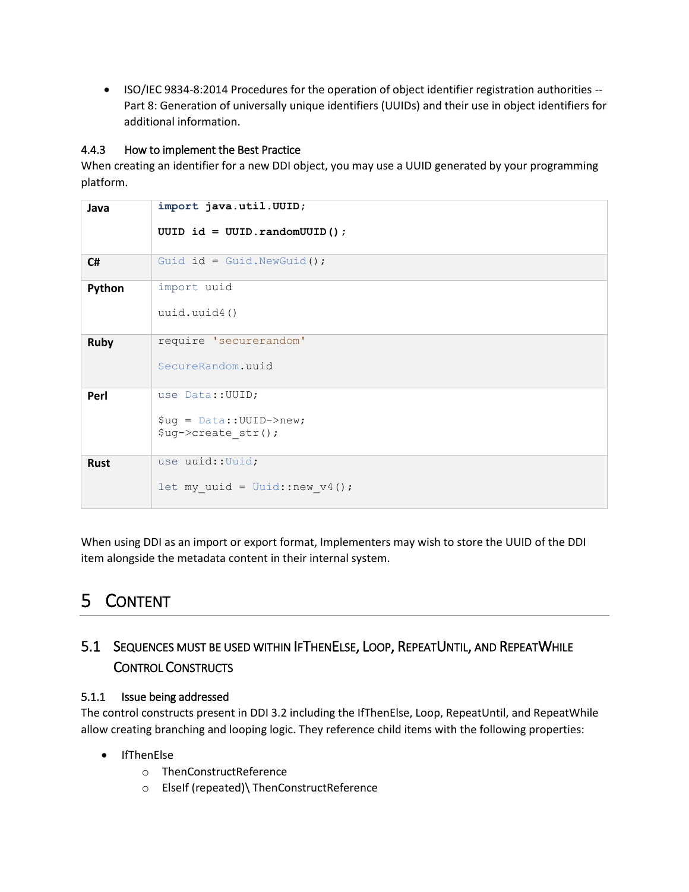- ISO/IEC 9834-8:2014 Procedures for the operation of object identifier registration authorities -- Part 8: Generation of universally unique identifiers (UUIDs) and their use in object identifiers for additional information.

### 4.4.3 How to implement the Best Practice

When creating an identifier for a new DDI object, you may use a UUID generated by your programming platform.

| Language | Code |
|---|---|
| **Java** | `import java.util.UUID;` <br><br> `UUID id = UUID.randomUUID();` |
| **C#** | `Guid id = Guid.NewGuid();` |
| **Python** | `import uuid` <br><br> `uuid.uuid4()` |
| **Ruby** | `require 'securerandom'` <br><br> `SecureRandom.uuid` |
| **Perl** | `use Data::UUID;` <br><br> `$ug = Data::UUID->new;` <br> `$ug->create_str();` |
| **Rust** | `use uuid::Uuid;` <br><br> `let my_uuid = Uuid::new_v4();` |

When using DDI as an import or export format, Implementers may wish to store the UUID of the DDI item alongside the metadata content in their internal system.

# 5 Content

## 5.1 Sequences must be used within IfThenElse, Loop, RepeatUntil, and RepeatWhile Control Constructs

### 5.1.1 Issue being addressed

The control constructs present in DDI 3.2 including the IfThenElse, Loop, RepeatUntil, and RepeatWhile allow creating branching and looping logic. They reference child items with the following properties:

- IfThenElse
  - ThenConstructReference
  - ElseIf (repeated)\ ThenConstructReference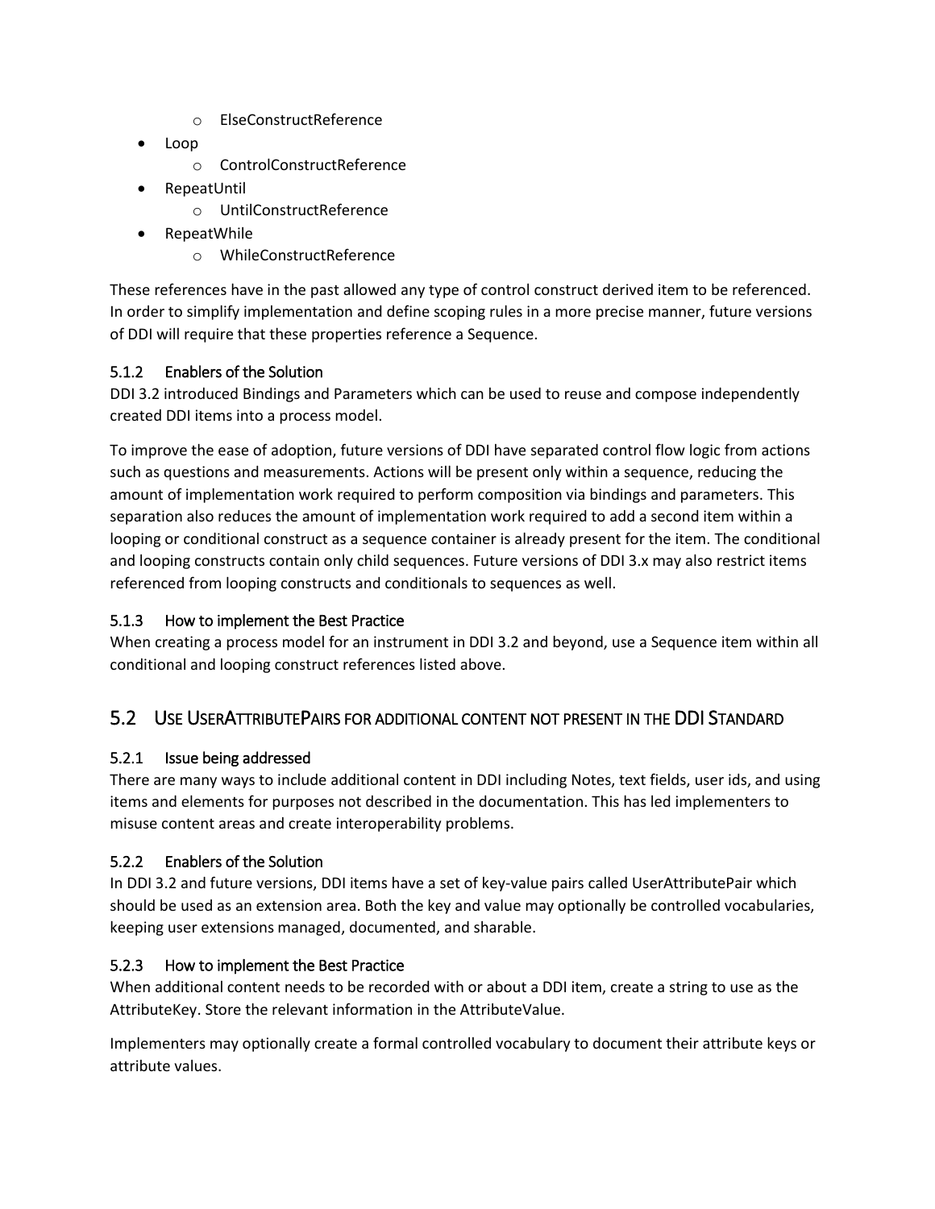- ElseConstructReference
- Loop
    - ControlConstructReference
- RepeatUntil
    - UntilConstructReference
- RepeatWhile
    - WhileConstructReference

These references have in the past allowed any type of control construct derived item to be referenced. In order to simplify implementation and define scoping rules in a more precise manner, future versions of DDI will require that these properties reference a Sequence.

### 5.1.2 Enablers of the Solution

DDI 3.2 introduced Bindings and Parameters which can be used to reuse and compose independently created DDI items into a process model.

To improve the ease of adoption, future versions of DDI have separated control flow logic from actions such as questions and measurements. Actions will be present only within a sequence, reducing the amount of implementation work required to perform composition via bindings and parameters. This separation also reduces the amount of implementation work required to add a second item within a looping or conditional construct as a sequence container is already present for the item. The conditional and looping constructs contain only child sequences. Future versions of DDI 3.x may also restrict items referenced from looping constructs and conditionals to sequences as well.

### 5.1.3 How to implement the Best Practice

When creating a process model for an instrument in DDI 3.2 and beyond, use a Sequence item within all conditional and looping construct references listed above.

## 5.2 Use UserAttributePairs for additional content not present in the DDI Standard

### 5.2.1 Issue being addressed

There are many ways to include additional content in DDI including Notes, text fields, user ids, and using items and elements for purposes not described in the documentation. This has led implementers to misuse content areas and create interoperability problems.

### 5.2.2 Enablers of the Solution

In DDI 3.2 and future versions, DDI items have a set of key-value pairs called UserAttributePair which should be used as an extension area. Both the key and value may optionally be controlled vocabularies, keeping user extensions managed, documented, and sharable.

### 5.2.3 How to implement the Best Practice

When additional content needs to be recorded with or about a DDI item, create a string to use as the AttributeKey. Store the relevant information in the AttributeValue.

Implementers may optionally create a formal controlled vocabulary to document their attribute keys or attribute values.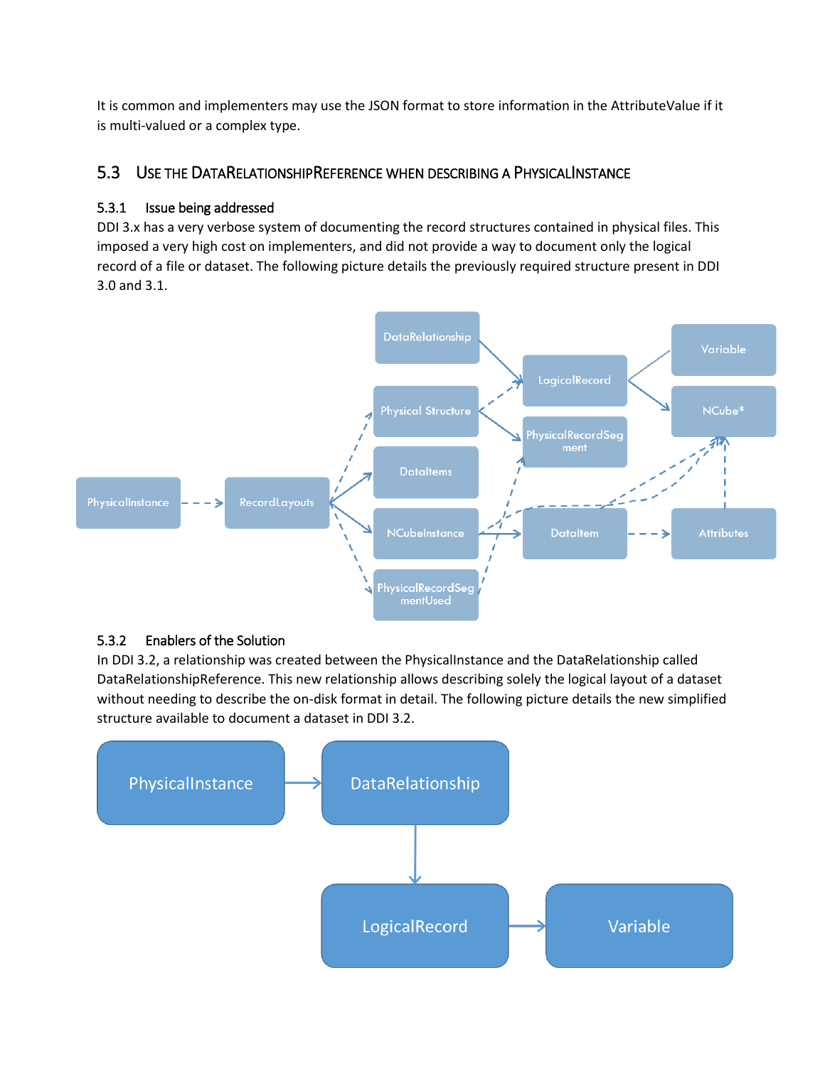It is common and implementers may use the JSON format to store information in the AttributeValue if it is multi-valued or a complex type.

## 5.3 Use the DataRelationshipReference when describing a PhysicalInstance

### 5.3.1 Issue being addressed

DDI 3.x has a very verbose system of documenting the record structures contained in physical files. This imposed a very high cost on implementers, and did not provide a way to document only the logical record of a file or dataset. The following picture details the previously required structure present in DDI 3.0 and 3.1.

### 5.3.2 Enablers of the Solution

In DDI 3.2, a relationship was created between the PhysicalInstance and the DataRelationship called DataRelationshipReference. This new relationship allows describing solely the logical layout of a dataset without needing to describe the on-disk format in detail. The following picture details the new simplified structure available to document a dataset in DDI 3.2.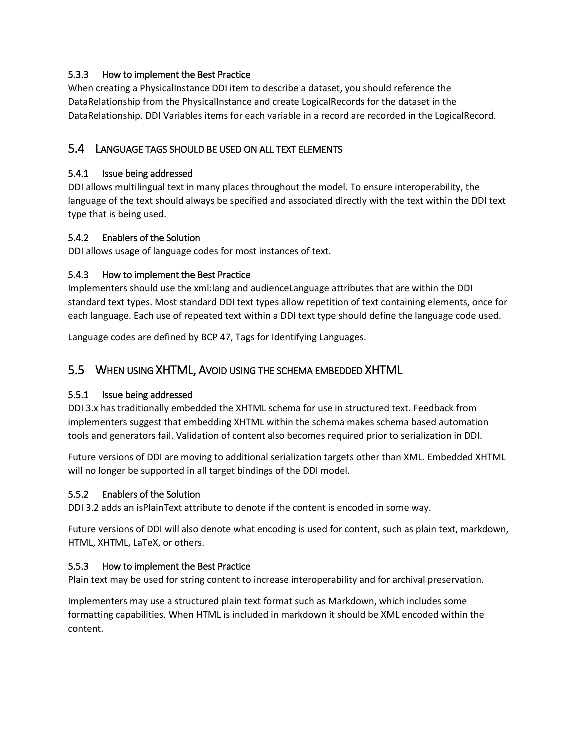#### 5.3.3 How to implement the Best Practice

When creating a PhysicalInstance DDI item to describe a dataset, you should reference the DataRelationship from the PhysicalInstance and create LogicalRecords for the dataset in the DataRelationship. DDI Variables items for each variable in a record are recorded in the LogicalRecord.

### 5.4 Language tags should be used on all text elements

#### 5.4.1 Issue being addressed

DDI allows multilingual text in many places throughout the model. To ensure interoperability, the language of the text should always be specified and associated directly with the text within the DDI text type that is being used.

#### 5.4.2 Enablers of the Solution

DDI allows usage of language codes for most instances of text.

#### 5.4.3 How to implement the Best Practice

Implementers should use the xml:lang and audienceLanguage attributes that are within the DDI standard text types. Most standard DDI text types allow repetition of text containing elements, once for each language. Each use of repeated text within a DDI text type should define the language code used.

Language codes are defined by BCP 47, Tags for Identifying Languages.

### 5.5 When using XHTML, Avoid using the schema embedded XHTML

#### 5.5.1 Issue being addressed

DDI 3.x has traditionally embedded the XHTML schema for use in structured text. Feedback from implementers suggest that embedding XHTML within the schema makes schema based automation tools and generators fail. Validation of content also becomes required prior to serialization in DDI.

Future versions of DDI are moving to additional serialization targets other than XML. Embedded XHTML will no longer be supported in all target bindings of the DDI model.

#### 5.5.2 Enablers of the Solution

DDI 3.2 adds an isPlainText attribute to denote if the content is encoded in some way.

Future versions of DDI will also denote what encoding is used for content, such as plain text, markdown, HTML, XHTML, LaTeX, or others.

#### 5.5.3 How to implement the Best Practice

Plain text may be used for string content to increase interoperability and for archival preservation.

Implementers may use a structured plain text format such as Markdown, which includes some formatting capabilities. When HTML is included in markdown it should be XML encoded within the content.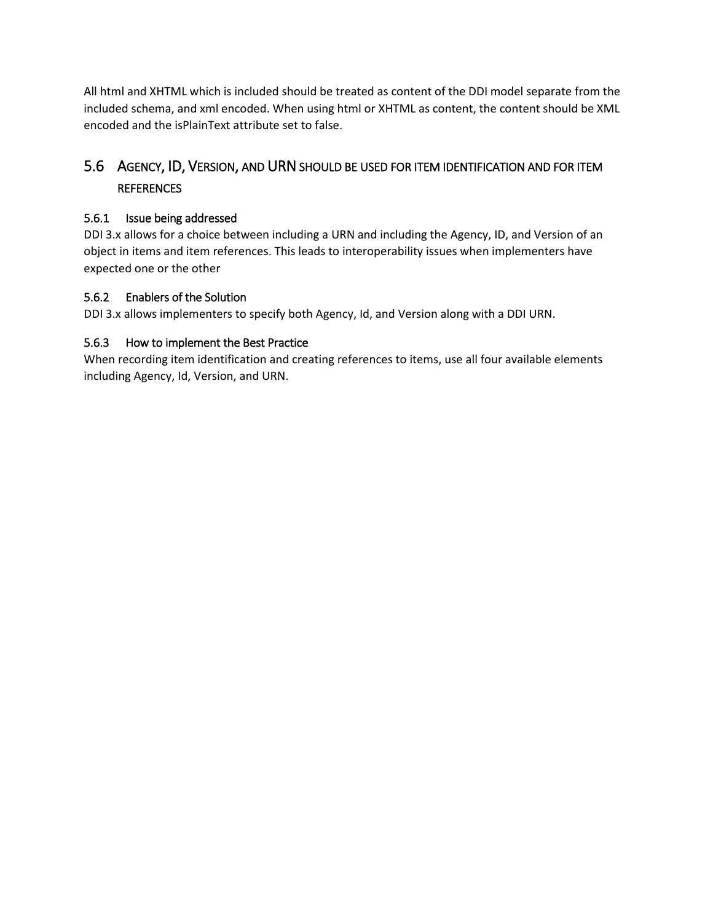All html and XHTML which is included should be treated as content of the DDI model separate from the included schema, and xml encoded. When using html or XHTML as content, the content should be XML encoded and the isPlainText attribute set to false.

## 5.6 Agency, ID, Version, and URN should be used for item identification and for item references

### 5.6.1 Issue being addressed

DDI 3.x allows for a choice between including a URN and including the Agency, ID, and Version of an object in items and item references. This leads to interoperability issues when implementers have expected one or the other

### 5.6.2 Enablers of the Solution

DDI 3.x allows implementers to specify both Agency, Id, and Version along with a DDI URN.

### 5.6.3 How to implement the Best Practice

When recording item identification and creating references to items, use all four available elements including Agency, Id, Version, and URN.